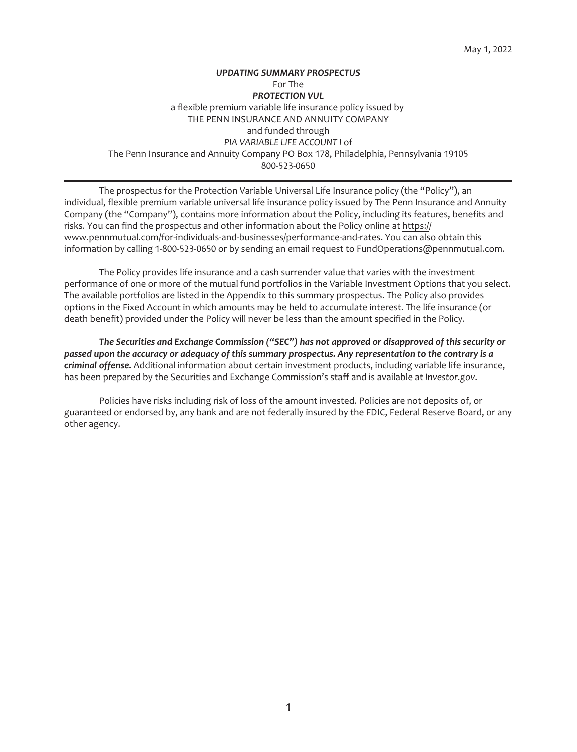May 1, 2022

***UPDATING SUMMARY PROSPECTUS***

For The

***PROTECTION VUL***

a flexible premium variable life insurance policy issued by

THE PENN INSURANCE AND ANNUITY COMPANY

and funded through

*PIA VARIABLE LIFE ACCOUNT I* of

The Penn Insurance and Annuity Company PO Box 178, Philadelphia, Pennsylvania 19105

800-523-0650

---

The prospectus for the Protection Variable Universal Life Insurance policy (the "Policy"), an individual, flexible premium variable universal life insurance policy issued by The Penn Insurance and Annuity Company (the "Company"), contains more information about the Policy, including its features, benefits and risks. You can find the prospectus and other information about the Policy online at https://www.pennmutual.com/for-individuals-and-businesses/performance-and-rates. You can also obtain this information by calling 1-800-523-0650 or by sending an email request to FundOperations@pennmutual.com.

The Policy provides life insurance and a cash surrender value that varies with the investment performance of one or more of the mutual fund portfolios in the Variable Investment Options that you select. The available portfolios are listed in the Appendix to this summary prospectus. The Policy also provides options in the Fixed Account in which amounts may be held to accumulate interest. The life insurance (or death benefit) provided under the Policy will never be less than the amount specified in the Policy.

***The Securities and Exchange Commission ("SEC") has not approved or disapproved of this security or passed upon the accuracy or adequacy of this summary prospectus. Any representation to the contrary is a criminal offense.*** Additional information about certain investment products, including variable life insurance, has been prepared by the Securities and Exchange Commission's staff and is available at *Investor.gov*.

Policies have risks including risk of loss of the amount invested. Policies are not deposits of, or guaranteed or endorsed by, any bank and are not federally insured by the FDIC, Federal Reserve Board, or any other agency.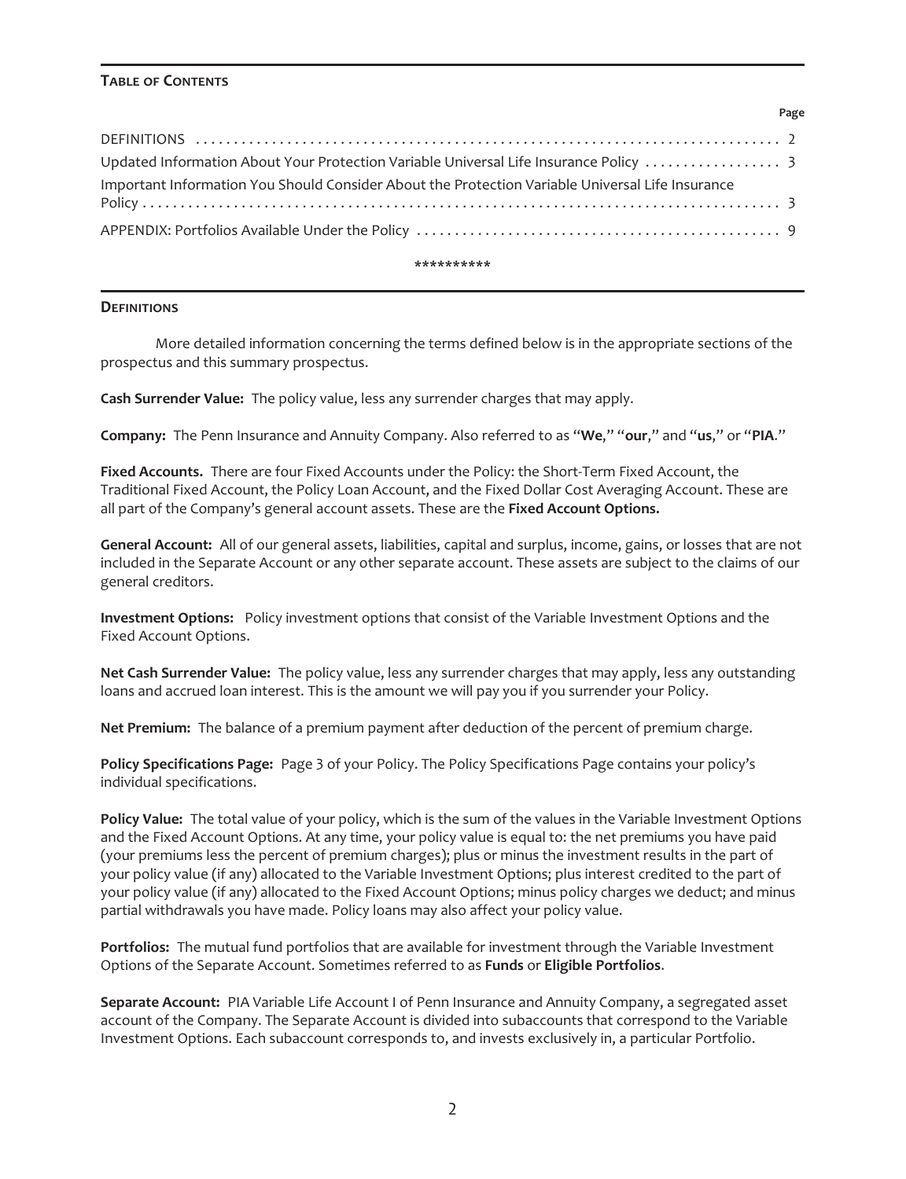## TABLE OF CONTENTS

| | Page |
|---|---|
| DEFINITIONS | 2 |
| Updated Information About Your Protection Variable Universal Life Insurance Policy | 3 |
| Important Information You Should Consider About the Protection Variable Universal Life Insurance Policy | 3 |
| APPENDIX: Portfolios Available Under the Policy | 9 |

**********

## DEFINITIONS

More detailed information concerning the terms defined below is in the appropriate sections of the prospectus and this summary prospectus.

**Cash Surrender Value:** The policy value, less any surrender charges that may apply.

**Company:** The Penn Insurance and Annuity Company. Also referred to as "**We**," "**our**," and "**us**," or "**PIA**."

**Fixed Accounts.** There are four Fixed Accounts under the Policy: the Short-Term Fixed Account, the Traditional Fixed Account, the Policy Loan Account, and the Fixed Dollar Cost Averaging Account. These are all part of the Company's general account assets. These are the **Fixed Account Options.**

**General Account:** All of our general assets, liabilities, capital and surplus, income, gains, or losses that are not included in the Separate Account or any other separate account. These assets are subject to the claims of our general creditors.

**Investment Options:** Policy investment options that consist of the Variable Investment Options and the Fixed Account Options.

**Net Cash Surrender Value:** The policy value, less any surrender charges that may apply, less any outstanding loans and accrued loan interest. This is the amount we will pay you if you surrender your Policy.

**Net Premium:** The balance of a premium payment after deduction of the percent of premium charge.

**Policy Specifications Page:** Page 3 of your Policy. The Policy Specifications Page contains your policy's individual specifications.

**Policy Value:** The total value of your policy, which is the sum of the values in the Variable Investment Options and the Fixed Account Options. At any time, your policy value is equal to: the net premiums you have paid (your premiums less the percent of premium charges); plus or minus the investment results in the part of your policy value (if any) allocated to the Variable Investment Options; plus interest credited to the part of your policy value (if any) allocated to the Fixed Account Options; minus policy charges we deduct; and minus partial withdrawals you have made. Policy loans may also affect your policy value.

**Portfolios:** The mutual fund portfolios that are available for investment through the Variable Investment Options of the Separate Account. Sometimes referred to as **Funds** or **Eligible Portfolios**.

**Separate Account:** PIA Variable Life Account I of Penn Insurance and Annuity Company, a segregated asset account of the Company. The Separate Account is divided into subaccounts that correspond to the Variable Investment Options. Each subaccount corresponds to, and invests exclusively in, a particular Portfolio.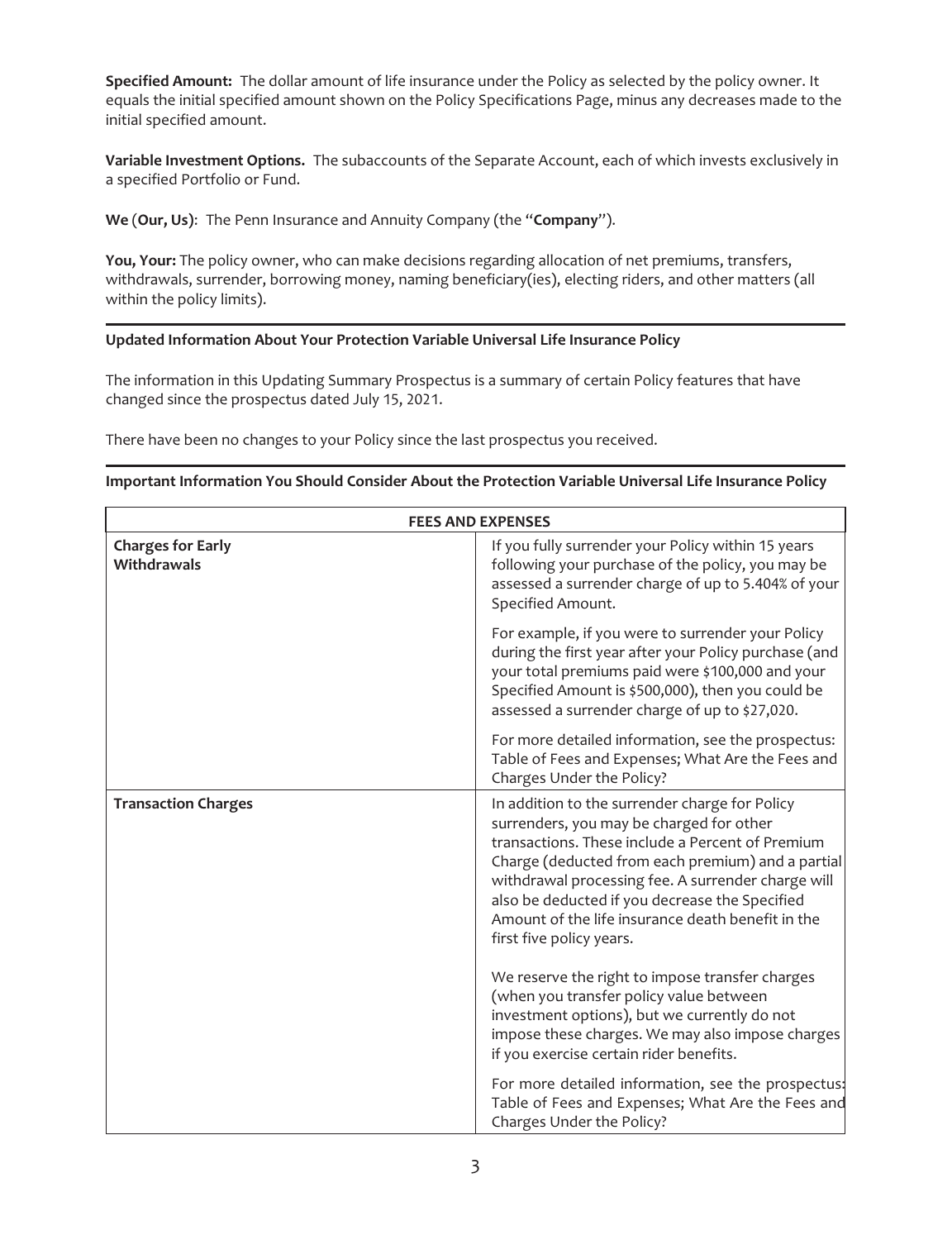**Specified Amount:** The dollar amount of life insurance under the Policy as selected by the policy owner. It equals the initial specified amount shown on the Policy Specifications Page, minus any decreases made to the initial specified amount.

**Variable Investment Options.** The subaccounts of the Separate Account, each of which invests exclusively in a specified Portfolio or Fund.

**We** (**Our, Us**): The Penn Insurance and Annuity Company (the "**Company**").

**You, Your:** The policy owner, who can make decisions regarding allocation of net premiums, transfers, withdrawals, surrender, borrowing money, naming beneficiary(ies), electing riders, and other matters (all within the policy limits).

---

**Updated Information About Your Protection Variable Universal Life Insurance Policy**

The information in this Updating Summary Prospectus is a summary of certain Policy features that have changed since the prospectus dated July 15, 2021.

There have been no changes to your Policy since the last prospectus you received.

---

**Important Information You Should Consider About the Protection Variable Universal Life Insurance Policy**

| **FEES AND EXPENSES** | |
|---|---|
| **Charges for Early Withdrawals** | If you fully surrender your Policy within 15 years following your purchase of the policy, you may be assessed a surrender charge of up to 5.404% of your Specified Amount.<br><br>For example, if you were to surrender your Policy during the first year after your Policy purchase (and your total premiums paid were $100,000 and your Specified Amount is $500,000), then you could be assessed a surrender charge of up to $27,020.<br><br>For more detailed information, see the prospectus: Table of Fees and Expenses; What Are the Fees and Charges Under the Policy? |
| **Transaction Charges** | In addition to the surrender charge for Policy surrenders, you may be charged for other transactions. These include a Percent of Premium Charge (deducted from each premium) and a partial withdrawal processing fee. A surrender charge will also be deducted if you decrease the Specified Amount of the life insurance death benefit in the first five policy years.<br><br>We reserve the right to impose transfer charges (when you transfer policy value between investment options), but we currently do not impose these charges. We may also impose charges if you exercise certain rider benefits.<br><br>For more detailed information, see the prospectus: Table of Fees and Expenses; What Are the Fees and Charges Under the Policy? |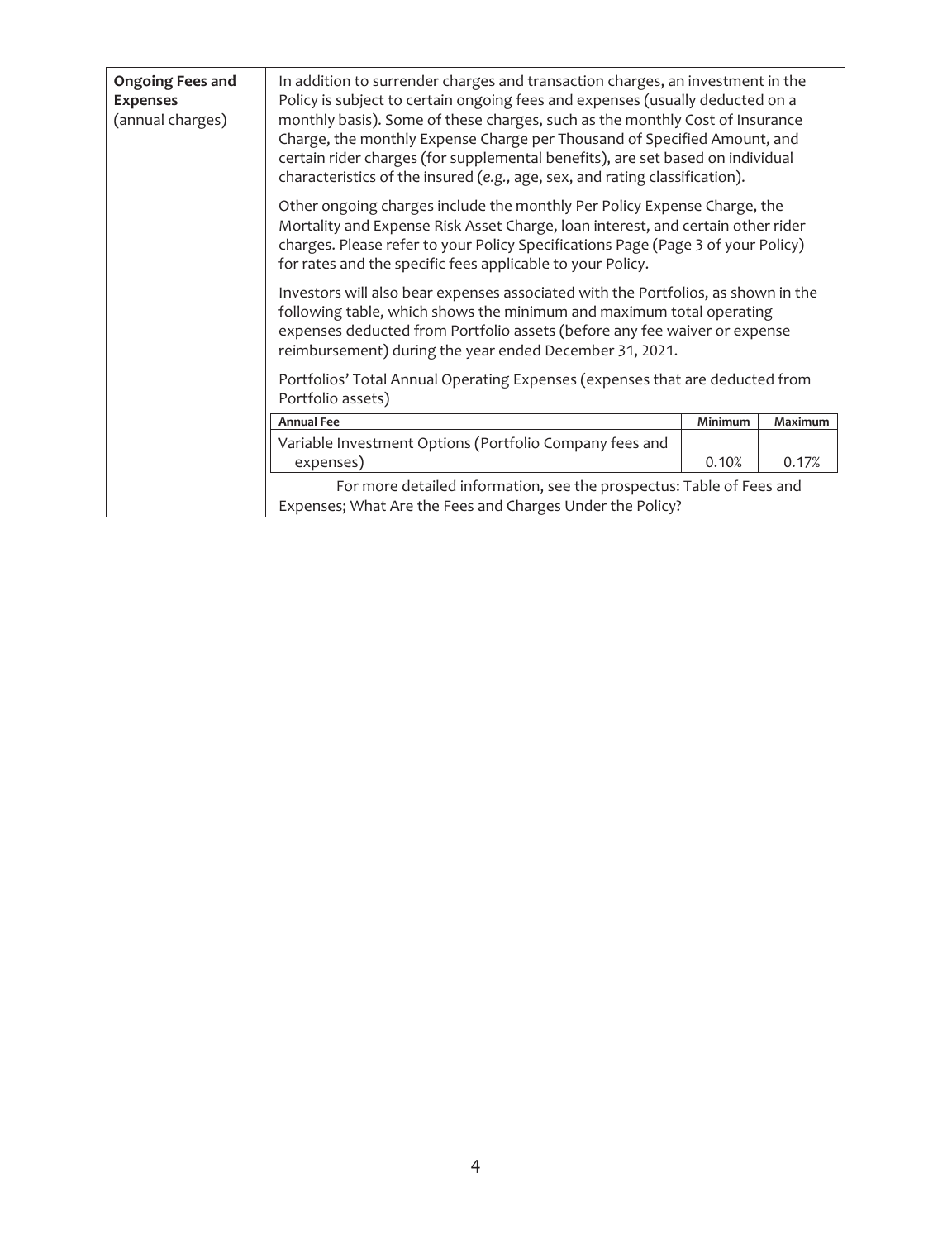| **Ongoing Fees and Expenses** (annual charges) | In addition to surrender charges and transaction charges, an investment in the Policy is subject to certain ongoing fees and expenses (usually deducted on a monthly basis). Some of these charges, such as the monthly Cost of Insurance Charge, the monthly Expense Charge per Thousand of Specified Amount, and certain rider charges (for supplemental benefits), are set based on individual characteristics of the insured (*e.g.,* age, sex, and rating classification).<br><br>Other ongoing charges include the monthly Per Policy Expense Charge, the Mortality and Expense Risk Asset Charge, loan interest, and certain other rider charges. Please refer to your Policy Specifications Page (Page 3 of your Policy) for rates and the specific fees applicable to your Policy.<br><br>Investors will also bear expenses associated with the Portfolios, as shown in the following table, which shows the minimum and maximum total operating expenses deducted from Portfolio assets (before any fee waiver or expense reimbursement) during the year ended December 31, 2021.<br><br>Portfolios' Total Annual Operating Expenses (expenses that are deducted from Portfolio assets) |
|---|---|

| **Annual Fee** | **Minimum** | **Maximum** |
|---|---|---|
| Variable Investment Options (Portfolio Company fees and expenses) | 0.10% | 0.17% |

For more detailed information, see the prospectus: Table of Fees and Expenses; What Are the Fees and Charges Under the Policy?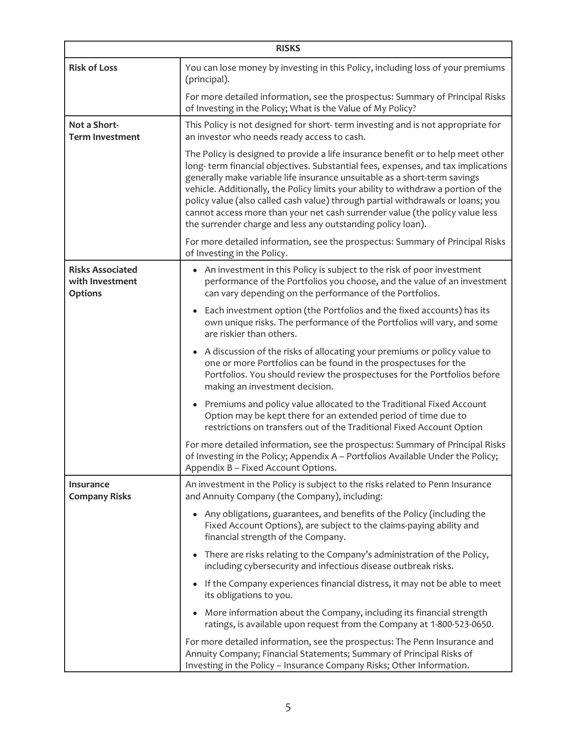| RISKS | |
|---|---|
| **Risk of Loss** | You can lose money by investing in this Policy, including loss of your premiums (principal).<br><br>For more detailed information, see the prospectus: Summary of Principal Risks of Investing in the Policy; What is the Value of My Policy? |
| **Not a Short-Term Investment** | This Policy is not designed for short- term investing and is not appropriate for an investor who needs ready access to cash.<br><br>The Policy is designed to provide a life insurance benefit or to help meet other long- term financial objectives. Substantial fees, expenses, and tax implications generally make variable life insurance unsuitable as a short-term savings vehicle. Additionally, the Policy limits your ability to withdraw a portion of the policy value (also called cash value) through partial withdrawals or loans; you cannot access more than your net cash surrender value (the policy value less the surrender charge and less any outstanding policy loan).<br><br>For more detailed information, see the prospectus: Summary of Principal Risks of Investing in the Policy. |
| **Risks Associated with Investment Options** | • An investment in this Policy is subject to the risk of poor investment performance of the Portfolios you choose, and the value of an investment can vary depending on the performance of the Portfolios.<br><br>• Each investment option (the Portfolios and the fixed accounts) has its own unique risks. The performance of the Portfolios will vary, and some are riskier than others.<br><br>• A discussion of the risks of allocating your premiums or policy value to one or more Portfolios can be found in the prospectuses for the Portfolios. You should review the prospectuses for the Portfolios before making an investment decision.<br><br>• Premiums and policy value allocated to the Traditional Fixed Account Option may be kept there for an extended period of time due to restrictions on transfers out of the Traditional Fixed Account Option<br><br>For more detailed information, see the prospectus: Summary of Principal Risks of Investing in the Policy; Appendix A – Portfolios Available Under the Policy; Appendix B – Fixed Account Options. |
| **Insurance Company Risks** | An investment in the Policy is subject to the risks related to Penn Insurance and Annuity Company (the Company), including:<br><br>• Any obligations, guarantees, and benefits of the Policy (including the Fixed Account Options), are subject to the claims-paying ability and financial strength of the Company.<br><br>• There are risks relating to the Company's administration of the Policy, including cybersecurity and infectious disease outbreak risks.<br><br>• If the Company experiences financial distress, it may not be able to meet its obligations to you.<br><br>• More information about the Company, including its financial strength ratings, is available upon request from the Company at 1-800-523-0650.<br><br>For more detailed information, see the prospectus: The Penn Insurance and Annuity Company; Financial Statements; Summary of Principal Risks of Investing in the Policy – Insurance Company Risks; Other Information. |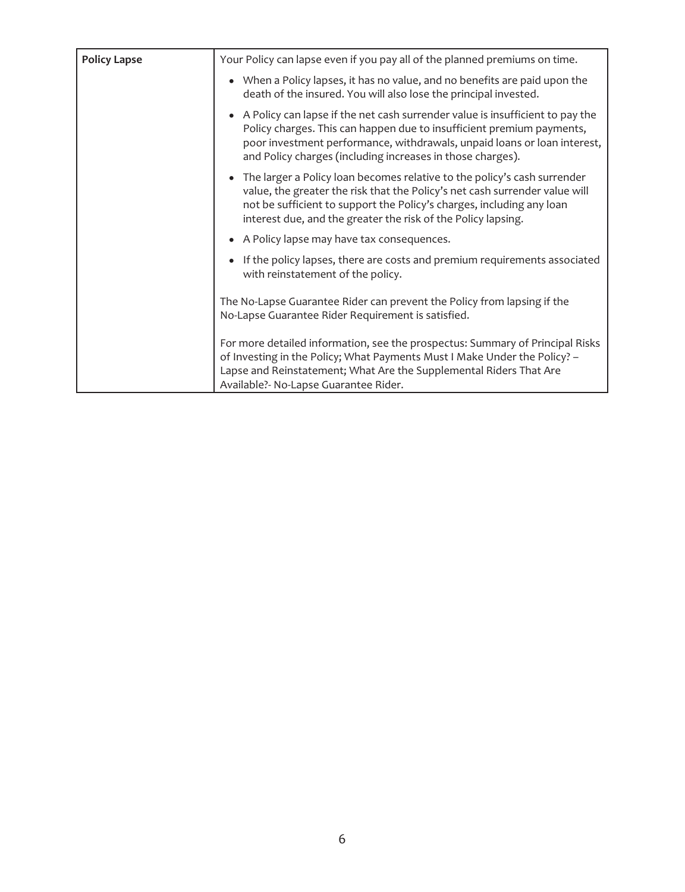| Policy Lapse | Your Policy can lapse even if you pay all of the planned premiums on time.<br><br>• When a Policy lapses, it has no value, and no benefits are paid upon the death of the insured. You will also lose the principal invested.<br>• A Policy can lapse if the net cash surrender value is insufficient to pay the Policy charges. This can happen due to insufficient premium payments, poor investment performance, withdrawals, unpaid loans or loan interest, and Policy charges (including increases in those charges).<br>• The larger a Policy loan becomes relative to the policy's cash surrender value, the greater the risk that the Policy's net cash surrender value will not be sufficient to support the Policy's charges, including any loan interest due, and the greater the risk of the Policy lapsing.<br>• A Policy lapse may have tax consequences.<br>• If the policy lapses, there are costs and premium requirements associated with reinstatement of the policy.<br><br>The No-Lapse Guarantee Rider can prevent the Policy from lapsing if the No-Lapse Guarantee Rider Requirement is satisfied.<br><br>For more detailed information, see the prospectus: Summary of Principal Risks of Investing in the Policy; What Payments Must I Make Under the Policy? – Lapse and Reinstatement; What Are the Supplemental Riders That Are Available?- No-Lapse Guarantee Rider. |
|---|---|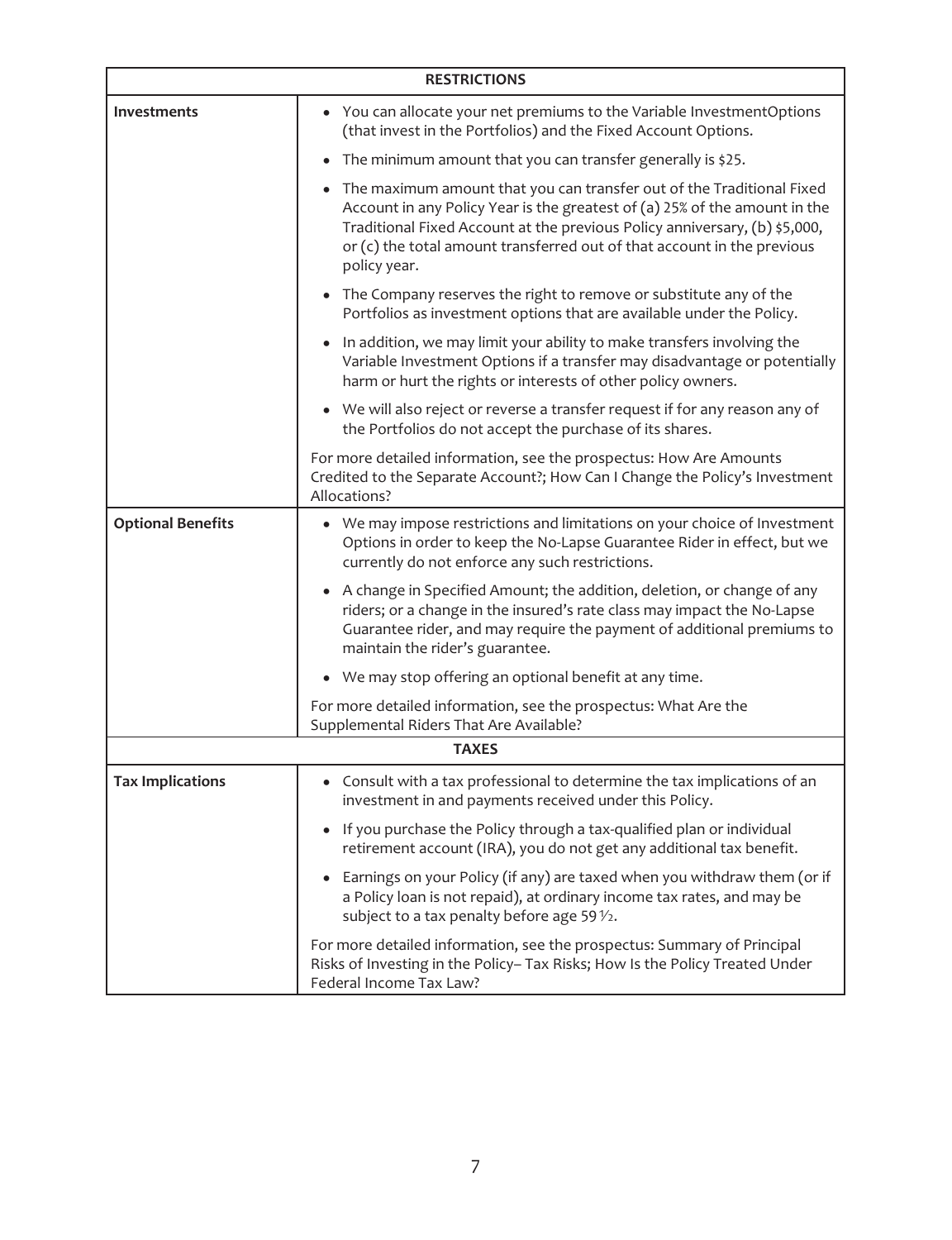| RESTRICTIONS | |
|---|---|
| **Investments** | • You can allocate your net premiums to the Variable InvestmentOptions (that invest in the Portfolios) and the Fixed Account Options.<br>• The minimum amount that you can transfer generally is $25.<br>• The maximum amount that you can transfer out of the Traditional Fixed Account in any Policy Year is the greatest of (a) 25% of the amount in the Traditional Fixed Account at the previous Policy anniversary, (b) $5,000, or (c) the total amount transferred out of that account in the previous policy year.<br>• The Company reserves the right to remove or substitute any of the Portfolios as investment options that are available under the Policy.<br>• In addition, we may limit your ability to make transfers involving the Variable Investment Options if a transfer may disadvantage or potentially harm or hurt the rights or interests of other policy owners.<br>• We will also reject or reverse a transfer request if for any reason any of the Portfolios do not accept the purchase of its shares.<br>For more detailed information, see the prospectus: How Are Amounts Credited to the Separate Account?; How Can I Change the Policy's Investment Allocations? |
| **Optional Benefits** | • We may impose restrictions and limitations on your choice of Investment Options in order to keep the No-Lapse Guarantee Rider in effect, but we currently do not enforce any such restrictions.<br>• A change in Specified Amount; the addition, deletion, or change of any riders; or a change in the insured's rate class may impact the No-Lapse Guarantee rider, and may require the payment of additional premiums to maintain the rider's guarantee.<br>• We may stop offering an optional benefit at any time.<br>For more detailed information, see the prospectus: What Are the Supplemental Riders That Are Available? |
| **TAXES** | |
| **Tax Implications** | • Consult with a tax professional to determine the tax implications of an investment in and payments received under this Policy.<br>• If you purchase the Policy through a tax-qualified plan or individual retirement account (IRA), you do not get any additional tax benefit.<br>• Earnings on your Policy (if any) are taxed when you withdraw them (or if a Policy loan is not repaid), at ordinary income tax rates, and may be subject to a tax penalty before age 59 ½.<br>For more detailed information, see the prospectus: Summary of Principal Risks of Investing in the Policy– Tax Risks; How Is the Policy Treated Under Federal Income Tax Law? |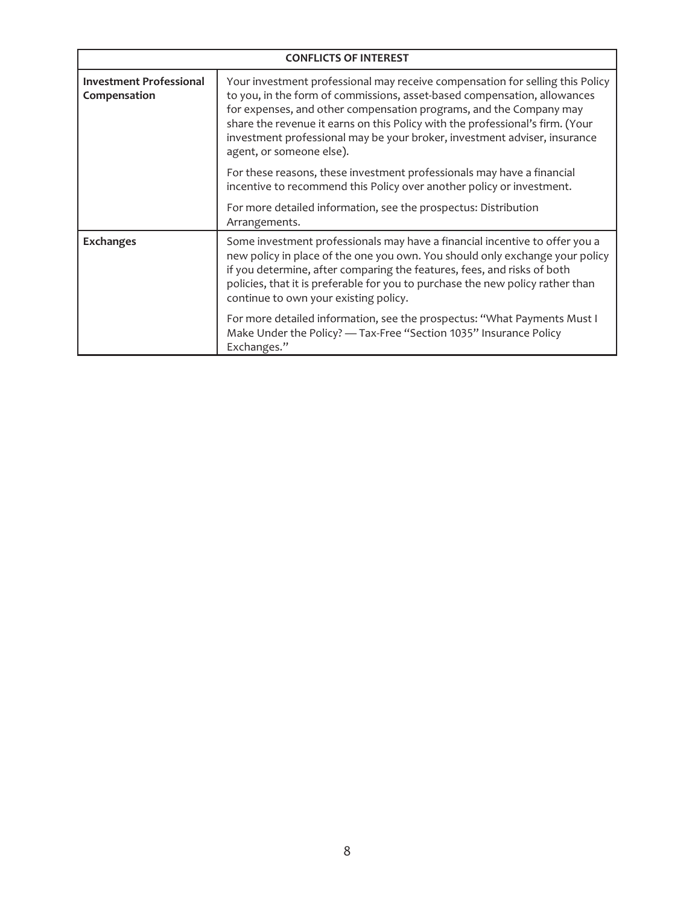| CONFLICTS OF INTEREST | |
|---|---|
| **Investment Professional Compensation** | Your investment professional may receive compensation for selling this Policy to you, in the form of commissions, asset-based compensation, allowances for expenses, and other compensation programs, and the Company may share the revenue it earns on this Policy with the professional's firm. (Your investment professional may be your broker, investment adviser, insurance agent, or someone else).<br><br>For these reasons, these investment professionals may have a financial incentive to recommend this Policy over another policy or investment.<br><br>For more detailed information, see the prospectus: Distribution Arrangements. |
| **Exchanges** | Some investment professionals may have a financial incentive to offer you a new policy in place of the one you own. You should only exchange your policy if you determine, after comparing the features, fees, and risks of both policies, that it is preferable for you to purchase the new policy rather than continue to own your existing policy.<br><br>For more detailed information, see the prospectus: "What Payments Must I Make Under the Policy? — Tax-Free "Section 1035" Insurance Policy Exchanges." |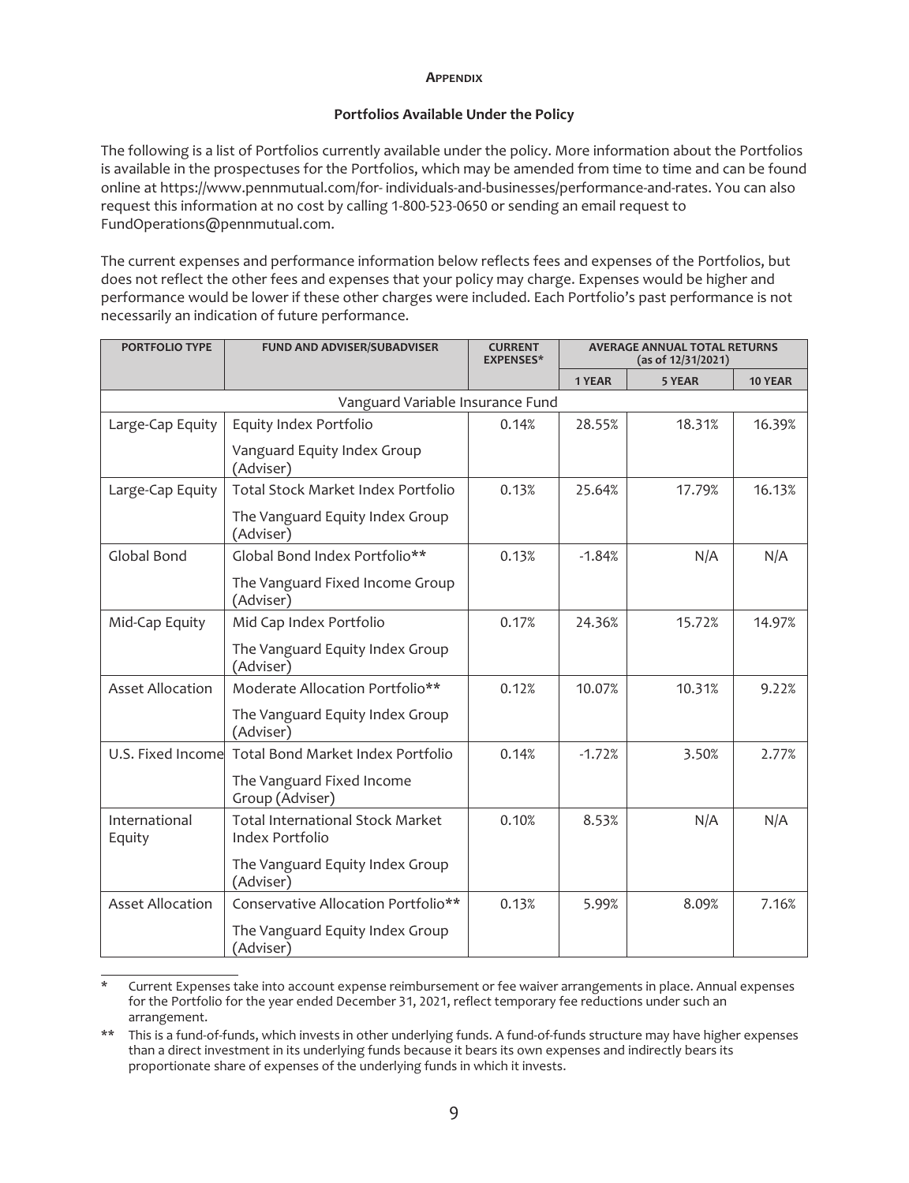**APPENDIX**

**Portfolios Available Under the Policy**

The following is a list of Portfolios currently available under the policy. More information about the Portfolios is available in the prospectuses for the Portfolios, which may be amended from time to time and can be found online at https://www.pennmutual.com/for- individuals-and-businesses/performance-and-rates. You can also request this information at no cost by calling 1-800-523-0650 or sending an email request to FundOperations@pennmutual.com.

The current expenses and performance information below reflects fees and expenses of the Portfolios, but does not reflect the other fees and expenses that your policy may charge. Expenses would be higher and performance would be lower if these other charges were included. Each Portfolio's past performance is not necessarily an indication of future performance.

| PORTFOLIO TYPE | FUND AND ADVISER/SUBADVISER | CURRENT EXPENSES* | AVERAGE ANNUAL TOTAL RETURNS (as of 12/31/2021) | | |
|---|---|---|---|---|---|
| | | | 1 YEAR | 5 YEAR | 10 YEAR |
| | Vanguard Variable Insurance Fund | | | | |
| Large-Cap Equity | Equity Index Portfolio<br>Vanguard Equity Index Group (Adviser) | 0.14% | 28.55% | 18.31% | 16.39% |
| Large-Cap Equity | Total Stock Market Index Portfolio<br>The Vanguard Equity Index Group (Adviser) | 0.13% | 25.64% | 17.79% | 16.13% |
| Global Bond | Global Bond Index Portfolio**<br>The Vanguard Fixed Income Group (Adviser) | 0.13% | -1.84% | N/A | N/A |
| Mid-Cap Equity | Mid Cap Index Portfolio<br>The Vanguard Equity Index Group (Adviser) | 0.17% | 24.36% | 15.72% | 14.97% |
| Asset Allocation | Moderate Allocation Portfolio**<br>The Vanguard Equity Index Group (Adviser) | 0.12% | 10.07% | 10.31% | 9.22% |
| U.S. Fixed Income | Total Bond Market Index Portfolio<br>The Vanguard Fixed Income Group (Adviser) | 0.14% | -1.72% | 3.50% | 2.77% |
| International Equity | Total International Stock Market Index Portfolio<br>The Vanguard Equity Index Group (Adviser) | 0.10% | 8.53% | N/A | N/A |
| Asset Allocation | Conservative Allocation Portfolio**<br>The Vanguard Equity Index Group (Adviser) | 0.13% | 5.99% | 8.09% | 7.16% |

\* Current Expenses take into account expense reimbursement or fee waiver arrangements in place. Annual expenses for the Portfolio for the year ended December 31, 2021, reflect temporary fee reductions under such an arrangement.

** This is a fund-of-funds, which invests in other underlying funds. A fund-of-funds structure may have higher expenses than a direct investment in its underlying funds because it bears its own expenses and indirectly bears its proportionate share of expenses of the underlying funds in which it invests.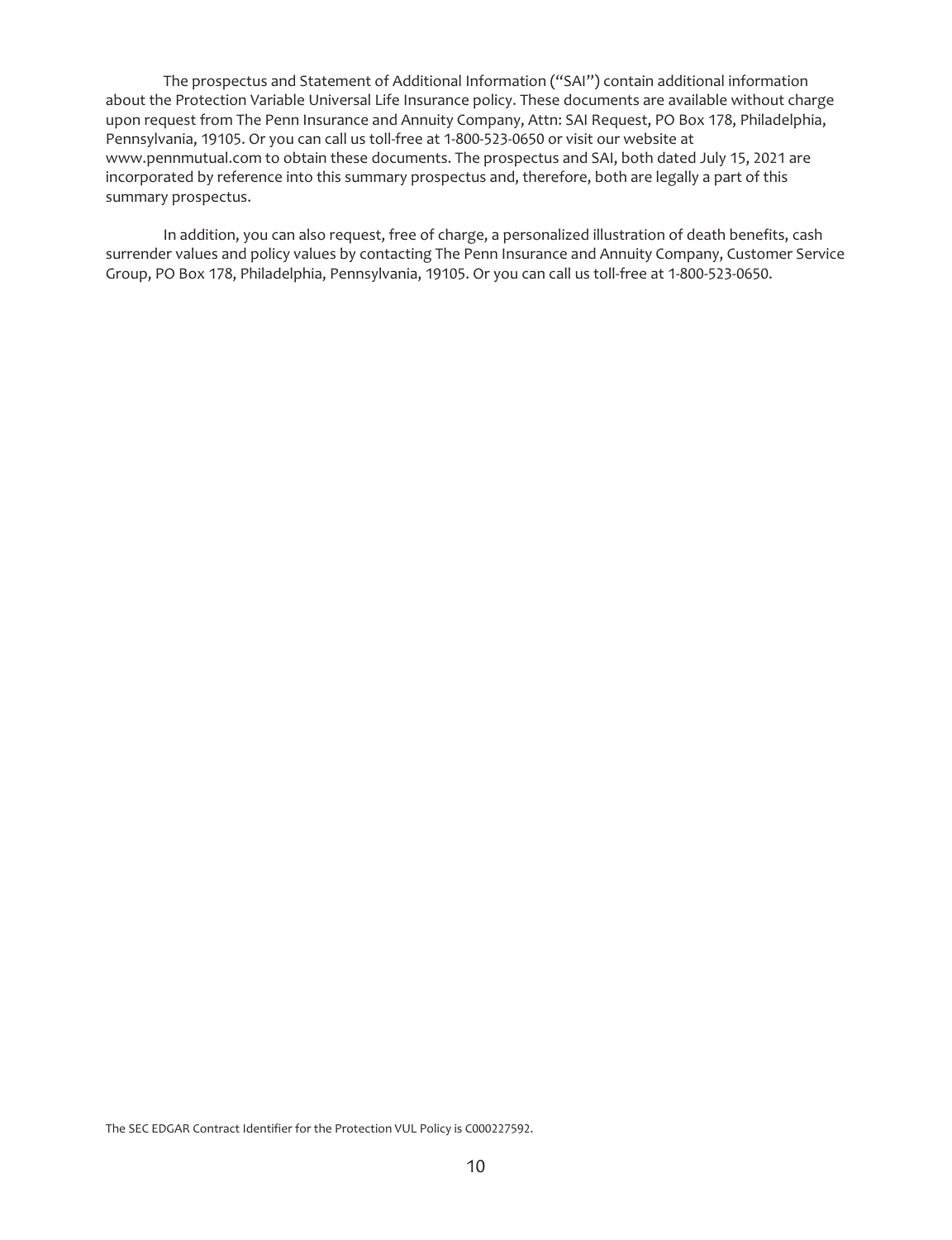The prospectus and Statement of Additional Information ("SAI") contain additional information about the Protection Variable Universal Life Insurance policy. These documents are available without charge upon request from The Penn Insurance and Annuity Company, Attn: SAI Request, PO Box 178, Philadelphia, Pennsylvania, 19105. Or you can call us toll-free at 1-800-523-0650 or visit our website at www.pennmutual.com to obtain these documents. The prospectus and SAI, both dated July 15, 2021 are incorporated by reference into this summary prospectus and, therefore, both are legally a part of this summary prospectus.

In addition, you can also request, free of charge, a personalized illustration of death benefits, cash surrender values and policy values by contacting The Penn Insurance and Annuity Company, Customer Service Group, PO Box 178, Philadelphia, Pennsylvania, 19105. Or you can call us toll-free at 1-800-523-0650.

The SEC EDGAR Contract Identifier for the Protection VUL Policy is C000227592.